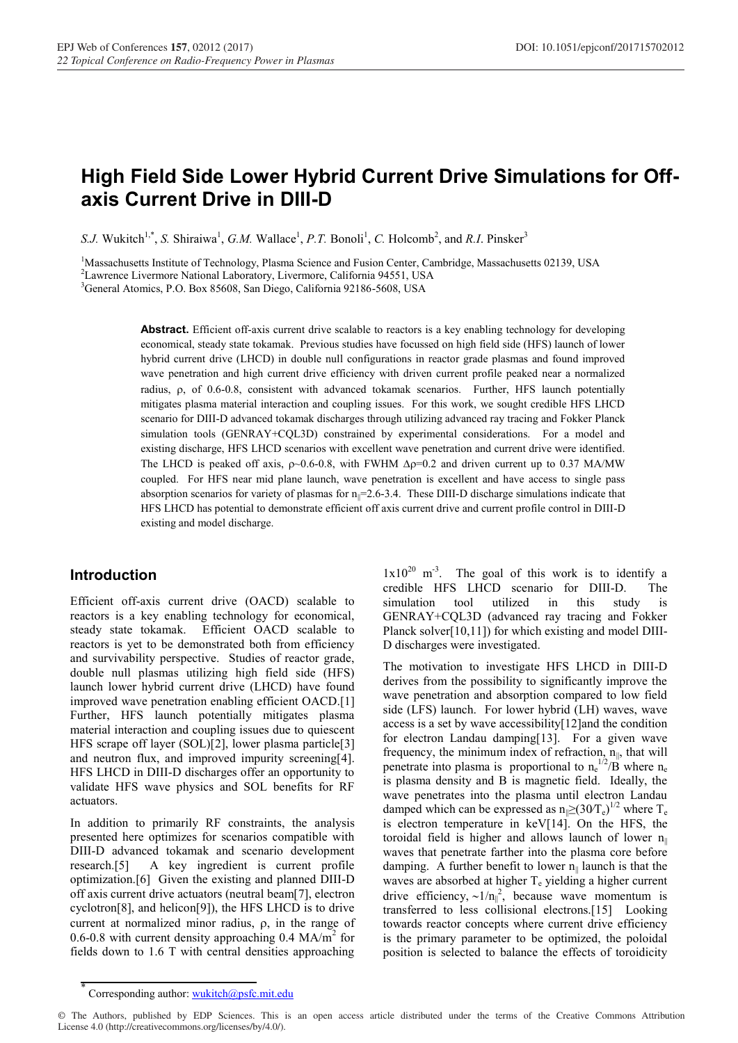# High Field Side Lower Hybrid Current Drive Simulations for Off-axis Current Drive in DIII-D

*S.J.* Wukitch[1,*], *S.* Shiraiwa[1], *G.M.* Wallace[1], *P.T.* Bonoli[1], *C.* Holcomb[2], and *R.I.* Pinsker[3]

[1]Massachusetts Institute of Technology, Plasma Science and Fusion Center, Cambridge, Massachusetts 02139, USA
[2]Lawrence Livermore National Laboratory, Livermore, California 94551, USA
[3]General Atomics, P.O. Box 85608, San Diego, California 92186-5608, USA

**Abstract.** Efficient off-axis current drive scalable to reactors is a key enabling technology for developing economical, steady state tokamak. Previous studies have focussed on high field side (HFS) launch of lower hybrid current drive (LHCD) in double null configurations in reactor grade plasmas and found improved wave penetration and high current drive efficiency with driven current profile peaked near a normalized radius, ρ, of 0.6-0.8, consistent with advanced tokamak scenarios. Further, HFS launch potentially mitigates plasma material interaction and coupling issues. For this work, we sought credible HFS LHCD scenario for DIII-D advanced tokamak discharges through utilizing advanced ray tracing and Fokker Planck simulation tools (GENRAY+CQL3D) constrained by experimental considerations. For a model and existing discharge, HFS LHCD scenarios with excellent wave penetration and current drive were identified. The LHCD is peaked off axis, ρ~0.6-0.8, with FWHM Δρ=0.2 and driven current up to 0.37 MA/MW coupled. For HFS near mid plane launch, wave penetration is excellent and have access to single pass absorption scenarios for variety of plasmas for $n_{\|}$=2.6-3.4. These DIII-D discharge simulations indicate that HFS LHCD has potential to demonstrate efficient off axis current drive and current profile control in DIII-D existing and model discharge.

## Introduction

Efficient off-axis current drive (OACD) scalable to reactors is a key enabling technology for economical, steady state tokamak. Efficient OACD scalable to reactors is yet to be demonstrated both from efficiency and survivability perspective. Studies of reactor grade, double null plasmas utilizing high field side (HFS) launch lower hybrid current drive (LHCD) have found improved wave penetration enabling efficient OACD.[1] Further, HFS launch potentially mitigates plasma material interaction and coupling issues due to quiescent HFS scrape off layer (SOL)[2], lower plasma particle[3] and neutron flux, and improved impurity screening[4]. HFS LHCD in DIII-D discharges offer an opportunity to validate HFS wave physics and SOL benefits for RF actuators.

In addition to primarily RF constraints, the analysis presented here optimizes for scenarios compatible with DIII-D advanced tokamak and scenario development research.[5] A key ingredient is current profile optimization.[6] Given the existing and planned DIII-D off axis current drive actuators (neutral beam[7], electron cyclotron[8], and helicon[9]), the HFS LHCD is to drive current at normalized minor radius, ρ, in the range of 0.6-0.8 with current density approaching 0.4 MA/m$^2$ for fields down to 1.6 T with central densities approaching $1\mathrm{x}10^{20}$ m$^{-3}$. The goal of this work is to identify a credible HFS LHCD scenario for DIII-D. The simulation tool utilized in this study is GENRAY+CQL3D (advanced ray tracing and Fokker Planck solver[10,11]) for which existing and model DIII-D discharges were investigated.

The motivation to investigate HFS LHCD in DIII-D derives from the possibility to significantly improve the wave penetration and absorption compared to low field side (LFS) launch. For lower hybrid (LH) waves, wave access is a set by wave accessibility[12]and the condition for electron Landau damping[13]. For a given wave frequency, the minimum index of refraction, $n_{\|}$, that will penetrate into plasma is proportional to $n_e^{1/2}/B$ where $n_e$ is plasma density and B is magnetic field. Ideally, the wave penetrates into the plasma until electron Landau damped which can be expressed as $n_{\|} \geq (30/T_e)^{1/2}$ where $T_e$ is electron temperature in keV[14]. On the HFS, the toroidal field is higher and allows launch of lower $n_{\|}$ waves that penetrate farther into the plasma core before damping. A further benefit to lower $n_{\|}$ launch is that the waves are absorbed at higher $T_e$ yielding a higher current drive efficiency, $\sim 1/n_{\|}^2$, because wave momentum is transferred to less collisional electrons.[15] Looking towards reactor concepts where current drive efficiency is the primary parameter to be optimized, the poloidal position is selected to balance the effects of toroidicity

* Corresponding author: wukitch@psfc.mit.edu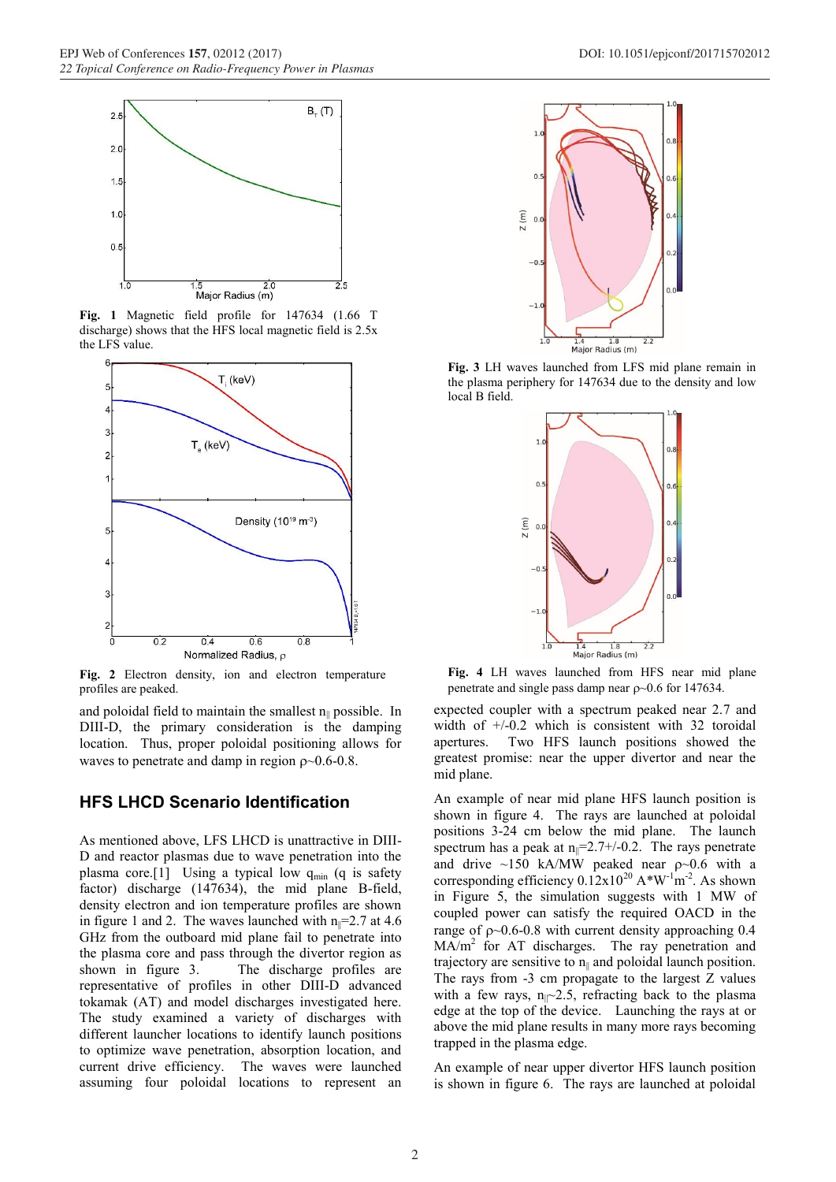**Fig. 1** Magnetic field profile for 147634 (1.66 T discharge) shows that the HFS local magnetic field is 2.5x the LFS value.

**Fig. 2** Electron density, ion and electron temperature profiles are peaked.

and poloidal field to maintain the smallest $n_{\|}$ possible. In DIII-D, the primary consideration is the damping location. Thus, proper poloidal positioning allows for waves to penetrate and damp in region $\rho$~0.6-0.8.

## HFS LHCD Scenario Identification

As mentioned above, LFS LHCD is unattractive in DIII-D and reactor plasmas due to wave penetration into the plasma core.[1] Using a typical low $q_{min}$ (q is safety factor) discharge (147634), the mid plane B-field, density electron and ion temperature profiles are shown in figure 1 and 2. The waves launched with $n_{\|}$=2.7 at 4.6 GHz from the outboard mid plane fail to penetrate into the plasma core and pass through the divertor region as shown in figure 3. The discharge profiles are representative of profiles in other DIII-D advanced tokamak (AT) and model discharges investigated here. The study examined a variety of discharges with different launcher locations to identify launch positions to optimize wave penetration, absorption location, and current drive efficiency. The waves were launched assuming four poloidal locations to represent an expected coupler with a spectrum peaked near 2.7 and width of +/-0.2 which is consistent with 32 toroidal apertures. Two HFS launch positions showed the greatest promise: near the upper divertor and near the mid plane.

**Fig. 3** LH waves launched from LFS mid plane remain in the plasma periphery for 147634 due to the density and low local B field.

**Fig. 4** LH waves launched from HFS near mid plane penetrate and single pass damp near $\rho$~0.6 for 147634.

An example of near mid plane HFS launch position is shown in figure 4. The rays are launched at poloidal positions 3-24 cm below the mid plane. The launch spectrum has a peak at $n_{\|}$=2.7+/-0.2. The rays penetrate and drive ~150 kA/MW peaked near $\rho$~0.6 with a corresponding efficiency $0.12\text{x}10^{20}$ $\text{A*W}^{-1}\text{m}^{-2}$. As shown in Figure 5, the simulation suggests with 1 MW of coupled power can satisfy the required OACD in the range of $\rho$~0.6-0.8 with current density approaching 0.4 $\text{MA/m}^2$ for AT discharges. The ray penetration and trajectory are sensitive to $n_{\|}$ and poloidal launch position. The rays from -3 cm propagate to the largest Z values with a few rays, $n_{\|}$~2.5, refracting back to the plasma edge at the top of the device. Launching the rays at or above the mid plane results in many more rays becoming trapped in the plasma edge.

An example of near upper divertor HFS launch position is shown in figure 6. The rays are launched at poloidal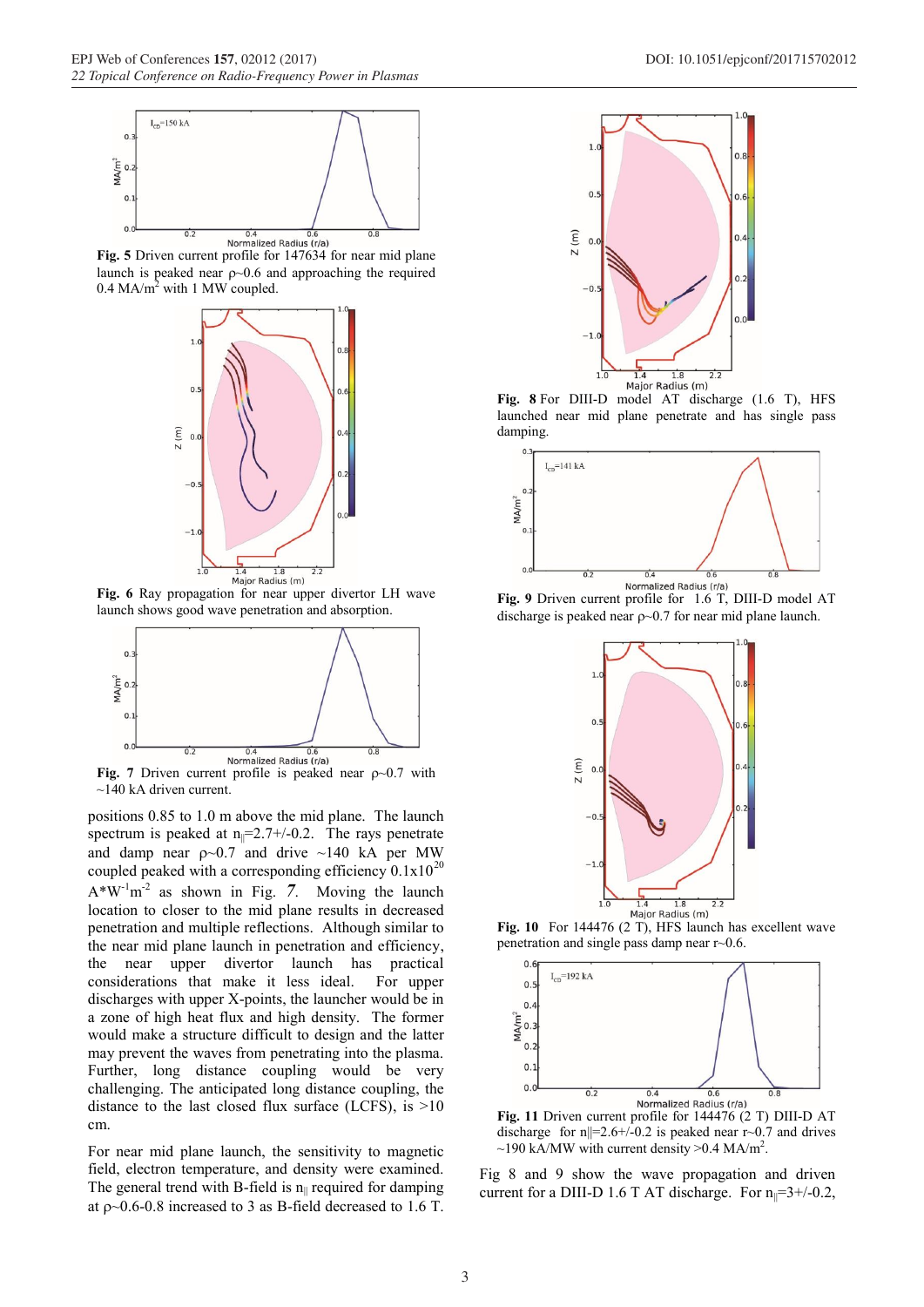**Fig. 5** Driven current profile for 147634 for near mid plane launch is peaked near ρ~0.6 and approaching the required 0.4 MA/m$^2$ with 1 MW coupled.

**Fig. 6** Ray propagation for near upper divertor LH wave launch shows good wave penetration and absorption.

**Fig. 7** Driven current profile is peaked near ρ~0.7 with ~140 kA driven current.

positions 0.85 to 1.0 m above the mid plane. The launch spectrum is peaked at $n_{||}$=2.7+/-0.2. The rays penetrate and damp near ρ~0.7 and drive ~140 kA per MW coupled peaked with a corresponding efficiency 0.1x10$^{20}$ A*W$^{-1}$m$^{-2}$ as shown in Fig. 7. Moving the launch location to closer to the mid plane results in decreased penetration and multiple reflections. Although similar to the near mid plane launch in penetration and efficiency, the near upper divertor launch has practical considerations that make it less ideal. For upper discharges with upper X-points, the launcher would be in a zone of high heat flux and high density. The former would make a structure difficult to design and the latter may prevent the waves from penetrating into the plasma. Further, long distance coupling would be very challenging. The anticipated long distance coupling, the distance to the last closed flux surface (LCFS), is >10 cm.

For near mid plane launch, the sensitivity to magnetic field, electron temperature, and density were examined. The general trend with B-field is $n_{||}$ required for damping at ρ~0.6-0.8 increased to 3 as B-field decreased to 1.6 T.

**Fig. 8** For DIII-D model AT discharge (1.6 T), HFS launched near mid plane penetrate and has single pass damping.

**Fig. 9** Driven current profile for 1.6 T, DIII-D model AT discharge is peaked near ρ~0.7 for near mid plane launch.

**Fig. 10** For 144476 (2 T), HFS launch has excellent wave penetration and single pass damp near r~0.6.

**Fig. 11** Driven current profile for 144476 (2 T) DIII-D AT discharge for $n_{||}$=2.6+/-0.2 is peaked near r~0.7 and drives ~190 kA/MW with current density >0.4 MA/m$^2$.

Fig 8 and 9 show the wave propagation and driven current for a DIII-D 1.6 T AT discharge. For $n_{||}$=3+/-0.2,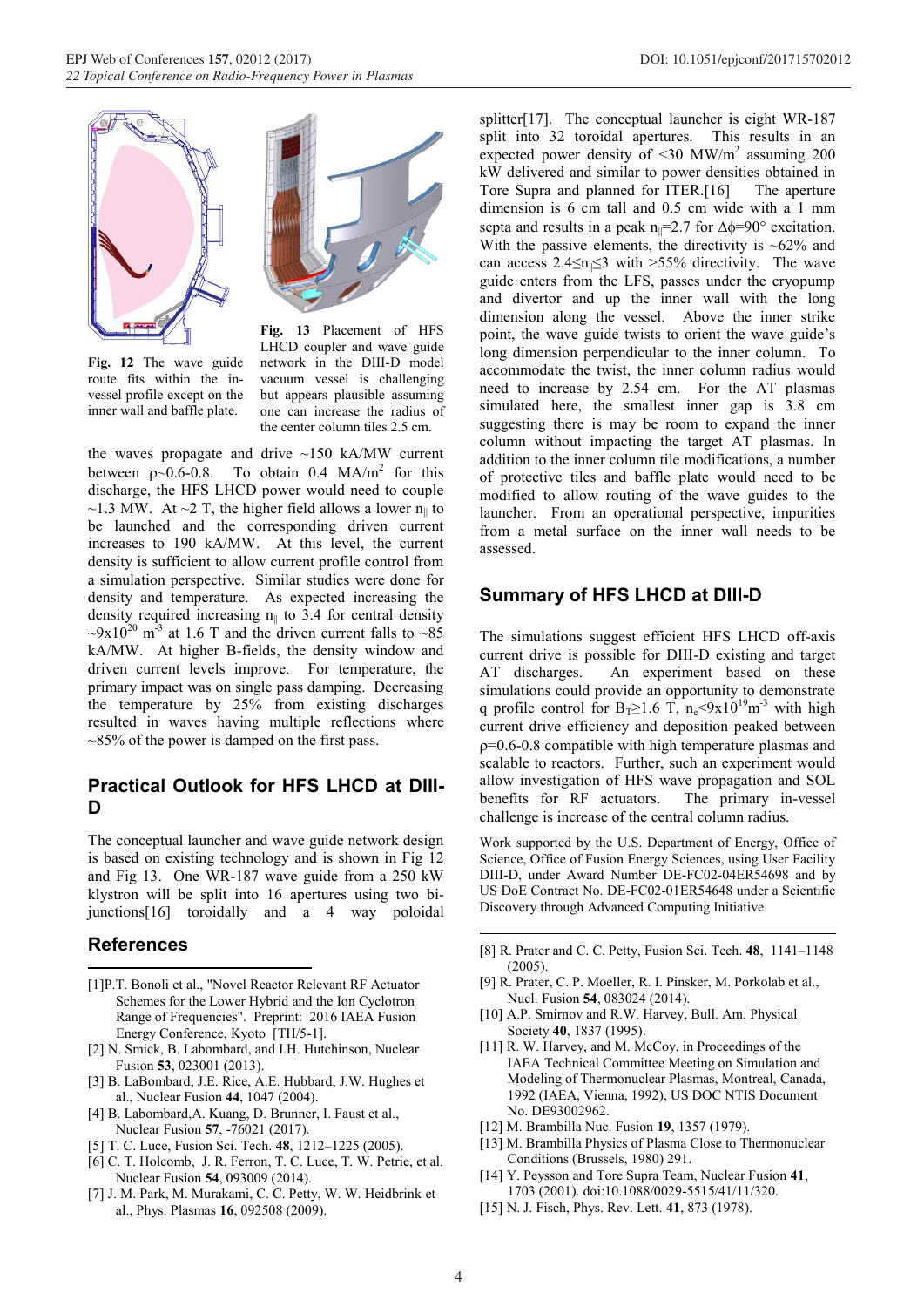Fig. 12 The wave guide route fits within the in-vessel profile except on the inner wall and baffle plate.

Fig. 13 Placement of HFS LHCD coupler and wave guide network in the DIII-D model vacuum vessel is challenging but appears plausible assuming one can increase the radius of the center column tiles 2.5 cm.

the waves propagate and drive ~150 kA/MW current between ρ~0.6-0.8. To obtain 0.4 MA/m$^2$ for this discharge, the HFS LHCD power would need to couple ~1.3 MW. At ~2 T, the higher field allows a lower $n_{\|}$ to be launched and the corresponding driven current increases to 190 kA/MW. At this level, the current density is sufficient to allow current profile control from a simulation perspective. Similar studies were done for density and temperature. As expected increasing the density required increasing $n_{\|}$ to 3.4 for central density ~9x10$^{20}$ m$^{-3}$ at 1.6 T and the driven current falls to ~85 kA/MW. At higher B-fields, the density window and driven current levels improve. For temperature, the primary impact was on single pass damping. Decreasing the temperature by 25% from existing discharges resulted in waves having multiple reflections where ~85% of the power is damped on the first pass.

## Practical Outlook for HFS LHCD at DIII-D

The conceptual launcher and wave guide network design is based on existing technology and is shown in Fig 12 and Fig 13. One WR-187 wave guide from a 250 kW klystron will be split into 16 apertures using two bi-junctions[16] toroidally and a 4 way poloidal splitter[17]. The conceptual launcher is eight WR-187 split into 32 toroidal apertures. This results in an expected power density of <30 MW/m$^2$ assuming 200 kW delivered and similar to power densities obtained in Tore Supra and planned for ITER.[16] The aperture dimension is 6 cm tall and 0.5 cm wide with a 1 mm septa and results in a peak $n_{\|}$=2.7 for Δϕ=90° excitation. With the passive elements, the directivity is ~62% and can access 2.4≤$n_{\|}$≤3 with >55% directivity. The wave guide enters from the LFS, passes under the cryopump and divertor and up the inner wall with the long dimension along the vessel. Above the inner strike point, the wave guide twists to orient the wave guide's long dimension perpendicular to the inner column. To accommodate the twist, the inner column radius would need to increase by 2.54 cm. For the AT plasmas simulated here, the smallest inner gap is 3.8 cm suggesting there is may be room to expand the inner column without impacting the target AT plasmas. In addition to the inner column tile modifications, a number of protective tiles and baffle plate would need to be modified to allow routing of the wave guides to the launcher. From an operational perspective, impurities from a metal surface on the inner wall needs to be assessed.

## Summary of HFS LHCD at DIII-D

The simulations suggest efficient HFS LHCD off-axis current drive is possible for DIII-D existing and target AT discharges. An experiment based on these simulations could provide an opportunity to demonstrate q profile control for $B_T$≥1.6 T, $n_e$<9x10$^{19}$m$^{-3}$ with high current drive efficiency and deposition peaked between ρ=0.6-0.8 compatible with high temperature plasmas and scalable to reactors. Further, such an experiment would allow investigation of HFS wave propagation and SOL benefits for RF actuators. The primary in-vessel challenge is increase of the central column radius.

Work supported by the U.S. Department of Energy, Office of Science, Office of Fusion Energy Sciences, using User Facility DIII-D, under Award Number DE-FC02-04ER54698 and by US DoE Contract No. DE-FC02-01ER54648 under a Scientific Discovery through Advanced Computing Initiative.

## References

[1] P.T. Bonoli et al., "Novel Reactor Relevant RF Actuator Schemes for the Lower Hybrid and the Ion Cyclotron Range of Frequencies". Preprint: 2016 IAEA Fusion Energy Conference, Kyoto [TH/5-1].

[2] N. Smick, B. Labombard, and I.H. Hutchinson, Nuclear Fusion **53**, 023001 (2013).

[3] B. LaBombard, J.E. Rice, A.E. Hubbard, J.W. Hughes et al., Nuclear Fusion **44**, 1047 (2004).

[4] B. Labombard, A. Kuang, D. Brunner, I. Faust et al., Nuclear Fusion **57**, -76021 (2017).

[5] T. C. Luce, Fusion Sci. Tech. **48**, 1212–1225 (2005).

[6] C. T. Holcomb, J. R. Ferron, T. C. Luce, T. W. Petrie, et al. Nuclear Fusion **54**, 093009 (2014).

[7] J. M. Park, M. Murakami, C. C. Petty, W. W. Heidbrink et al., Phys. Plasmas **16**, 092508 (2009).

[8] R. Prater and C. C. Petty, Fusion Sci. Tech. **48**, 1141–1148 (2005).

[9] R. Prater, C. P. Moeller, R. I. Pinsker, M. Porkolab et al., Nucl. Fusion **54**, 083024 (2014).

[10] A.P. Smirnov and R.W. Harvey, Bull. Am. Physical Society **40**, 1837 (1995).

[11] R. W. Harvey, and M. McCoy, in Proceedings of the IAEA Technical Committee Meeting on Simulation and Modeling of Thermonuclear Plasmas, Montreal, Canada, 1992 (IAEA, Vienna, 1992), US DOC NTIS Document No. DE93002962.

[12] M. Brambilla Nuc. Fusion **19**, 1357 (1979).

[13] M. Brambilla Physics of Plasma Close to Thermonuclear Conditions (Brussels, 1980) 291.

[14] Y. Peysson and Tore Supra Team, Nuclear Fusion **41**, 1703 (2001). doi:10.1088/0029-5515/41/11/320.

[15] N. J. Fisch, Phys. Rev. Lett. **41**, 873 (1978).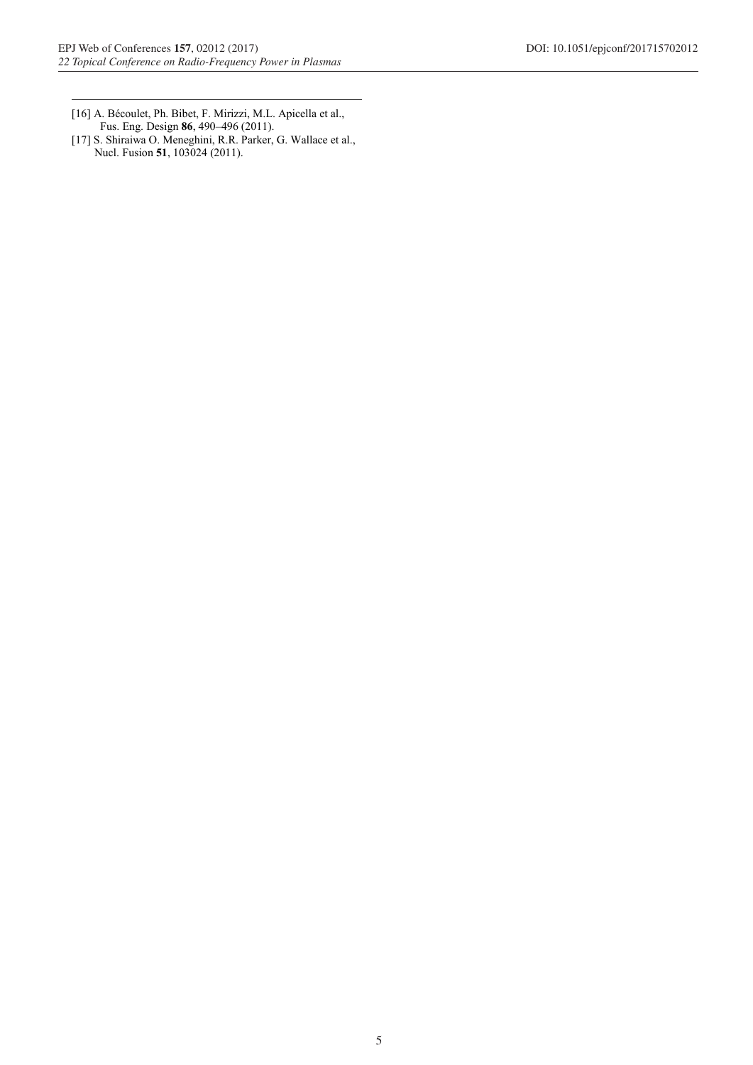[16] A. Bécoulet, Ph. Bibet, F. Mirizzi, M.L. Apicella et al., Fus. Eng. Design **86**, 490–496 (2011).

[17] S. Shiraiwa O. Meneghini, R.R. Parker, G. Wallace et al., Nucl. Fusion **51**, 103024 (2011).